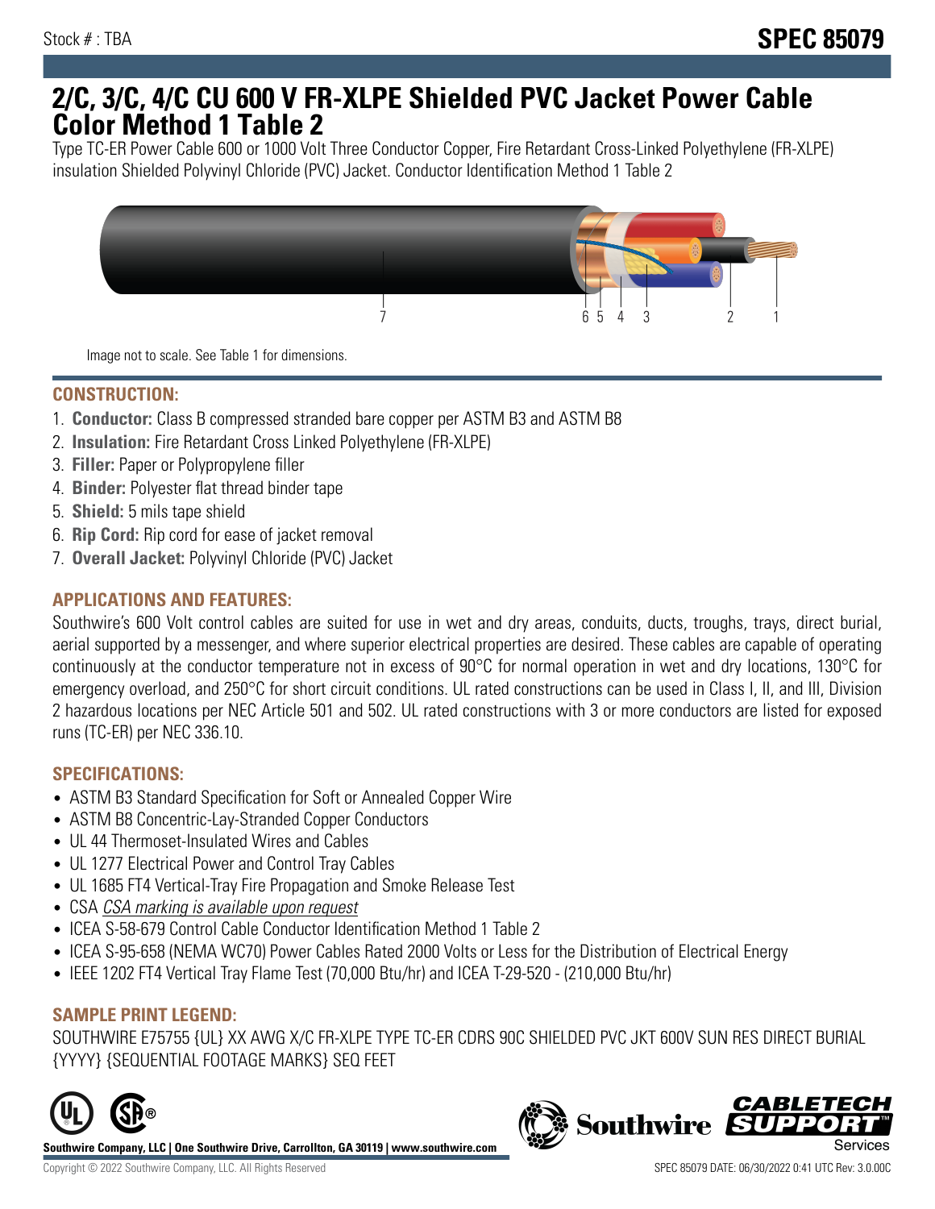Stock # : TBA

# SPEC 85079

# 2/C, 3/C, 4/C CU 600 V FR-XLPE Shielded PVC Jacket Power Cable Color Method 1 Table 2

Type TC-ER Power Cable 600 or 1000 Volt Three Conductor Copper, Fire Retardant Cross-Linked Polyethylene (FR-XLPE) insulation Shielded Polyvinyl Chloride (PVC) Jacket. Conductor Identification Method 1 Table 2

Image not to scale. See Table 1 for dimensions.

## CONSTRUCTION:

1. **Conductor:** Class B compressed stranded bare copper per ASTM B3 and ASTM B8
2. **Insulation:** Fire Retardant Cross Linked Polyethylene (FR-XLPE)
3. **Filler:** Paper or Polypropylene filler
4. **Binder:** Polyester flat thread binder tape
5. **Shield:** 5 mils tape shield
6. **Rip Cord:** Rip cord for ease of jacket removal
7. **Overall Jacket:** Polyvinyl Chloride (PVC) Jacket

## APPLICATIONS AND FEATURES:

Southwire's 600 Volt control cables are suited for use in wet and dry areas, conduits, ducts, troughs, trays, direct burial, aerial supported by a messenger, and where superior electrical properties are desired. These cables are capable of operating continuously at the conductor temperature not in excess of 90°C for normal operation in wet and dry locations, 130°C for emergency overload, and 250°C for short circuit conditions. UL rated constructions can be used in Class I, II, and III, Division 2 hazardous locations per NEC Article 501 and 502. UL rated constructions with 3 or more conductors are listed for exposed runs (TC-ER) per NEC 336.10.

## SPECIFICATIONS:

- ASTM B3 Standard Specification for Soft or Annealed Copper Wire
- ASTM B8 Concentric-Lay-Stranded Copper Conductors
- UL 44 Thermoset-Insulated Wires and Cables
- UL 1277 Electrical Power and Control Tray Cables
- UL 1685 FT4 Vertical-Tray Fire Propagation and Smoke Release Test
- CSA *CSA marking is available upon request*
- ICEA S-58-679 Control Cable Conductor Identification Method 1 Table 2
- ICEA S-95-658 (NEMA WC70) Power Cables Rated 2000 Volts or Less for the Distribution of Electrical Energy
- IEEE 1202 FT4 Vertical Tray Flame Test (70,000 Btu/hr) and ICEA T-29-520 - (210,000 Btu/hr)

## SAMPLE PRINT LEGEND:

SOUTHWIRE E75755 {UL} XX AWG X/C FR-XLPE TYPE TC-ER CDRS 90C SHIELDED PVC JKT 600V SUN RES DIRECT BURIAL {YYYY} {SEQUENTIAL FOOTAGE MARKS} SEQ FEET

**Southwire Company, LLC | One Southwire Drive, Carrollton, GA 30119 | www.southwire.com**

Copyright © 2022 Southwire Company, LLC. All Rights Reserved

SPEC 85079 DATE: 06/30/2022 0:41 UTC Rev: 3.0.00C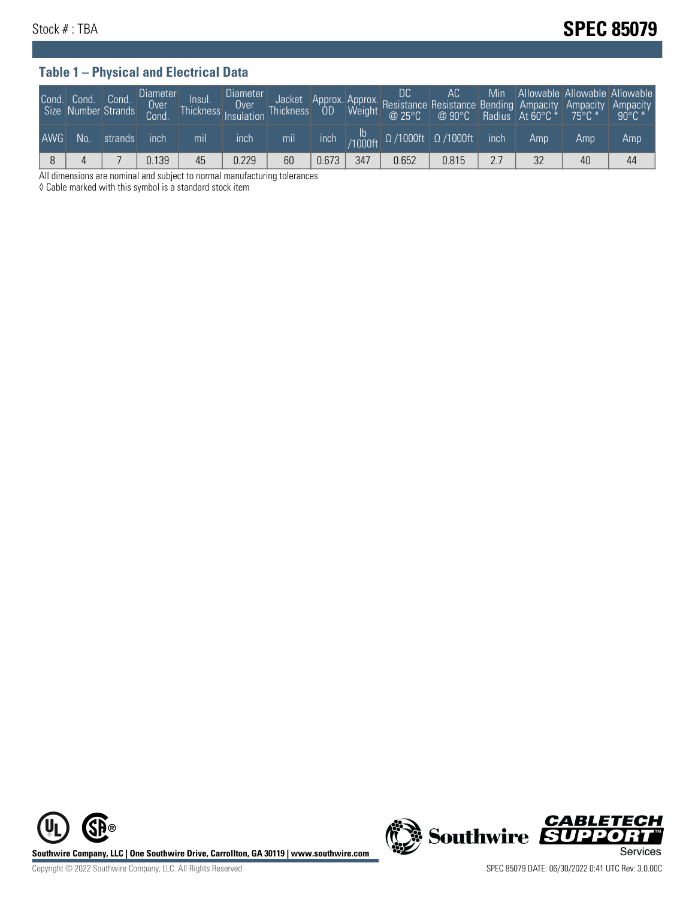### Table 1 – Physical and Electrical Data

| Cond. Size | Cond. Number | Cond. Strands | Diameter Over Cond. | Insul. Thickness | Diameter Over Insulation | Jacket Thickness | Approx. OD | Approx. Weight | DC Resistance @ 25°C | AC Resistance @ 90°C | Min Bending Radius | Allowable Ampacity At 60°C * | Allowable Ampacity 75°C * | Allowable Ampacity 90°C * |
|---|---|---|---|---|---|---|---|---|---|---|---|---|---|---|
| AWG | No. | strands | inch | mil | inch | mil | inch | lb /1000ft | Ω /1000ft | Ω /1000ft | inch | Amp | Amp | Amp |
| 8 | 4 | 7 | 0.139 | 45 | 0.229 | 60 | 0.673 | 347 | 0.652 | 0.815 | 2.7 | 32 | 40 | 44 |

All dimensions are nominal and subject to normal manufacturing tolerances

◊ Cable marked with this symbol is a standard stock item

**Southwire Company, LLC | One Southwire Drive, Carrollton, GA 30119 | www.southwire.com**

Copyright © 2022 Southwire Company, LLC. All Rights Reserved

SPEC 85079 DATE: 06/30/2022 0:41 UTC Rev: 3.0.00C